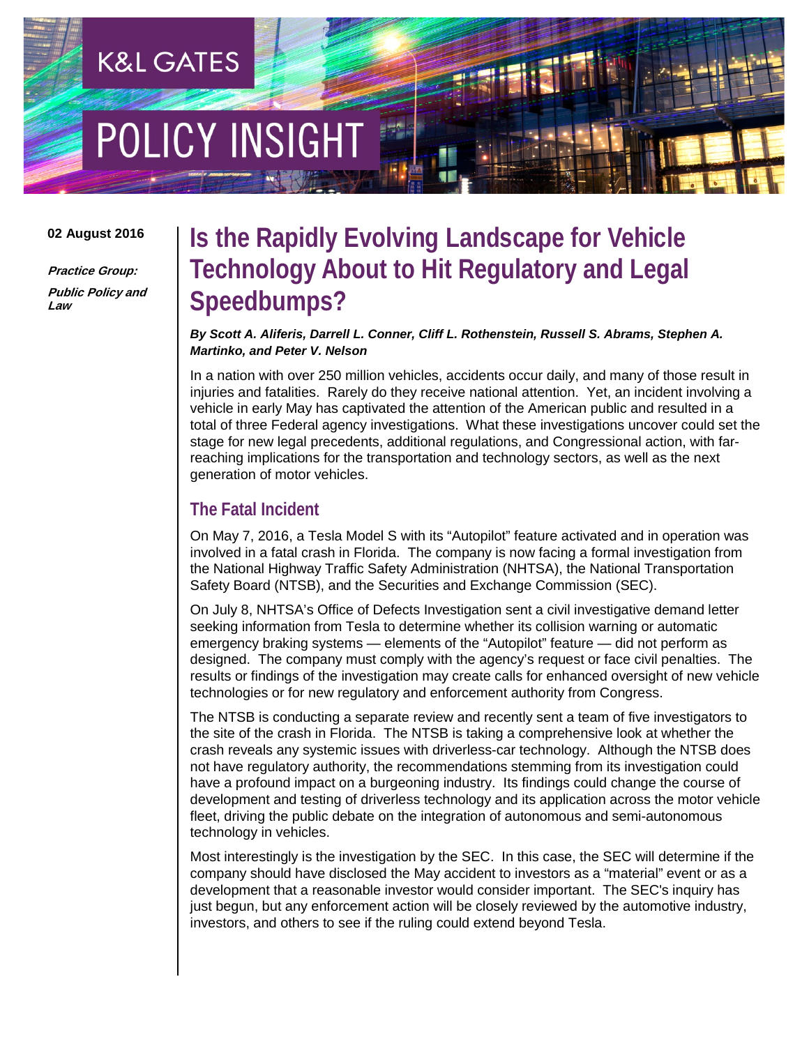K&L GATES

POLICY INSIGHT

**02 August 2016**

***Practice Group:***

***Public Policy and Law***

# Is the Rapidly Evolving Landscape for Vehicle Technology About to Hit Regulatory and Legal Speedbumps?

***By Scott A. Aliferis, Darrell L. Conner, Cliff L. Rothenstein, Russell S. Abrams, Stephen A. Martinko, and Peter V. Nelson***

In a nation with over 250 million vehicles, accidents occur daily, and many of those result in injuries and fatalities. Rarely do they receive national attention. Yet, an incident involving a vehicle in early May has captivated the attention of the American public and resulted in a total of three Federal agency investigations. What these investigations uncover could set the stage for new legal precedents, additional regulations, and Congressional action, with far-reaching implications for the transportation and technology sectors, as well as the next generation of motor vehicles.

## The Fatal Incident

On May 7, 2016, a Tesla Model S with its "Autopilot" feature activated and in operation was involved in a fatal crash in Florida. The company is now facing a formal investigation from the National Highway Traffic Safety Administration (NHTSA), the National Transportation Safety Board (NTSB), and the Securities and Exchange Commission (SEC).

On July 8, NHTSA's Office of Defects Investigation sent a civil investigative demand letter seeking information from Tesla to determine whether its collision warning or automatic emergency braking systems — elements of the "Autopilot" feature — did not perform as designed. The company must comply with the agency's request or face civil penalties. The results or findings of the investigation may create calls for enhanced oversight of new vehicle technologies or for new regulatory and enforcement authority from Congress.

The NTSB is conducting a separate review and recently sent a team of five investigators to the site of the crash in Florida. The NTSB is taking a comprehensive look at whether the crash reveals any systemic issues with driverless-car technology. Although the NTSB does not have regulatory authority, the recommendations stemming from its investigation could have a profound impact on a burgeoning industry. Its findings could change the course of development and testing of driverless technology and its application across the motor vehicle fleet, driving the public debate on the integration of autonomous and semi-autonomous technology in vehicles.

Most interestingly is the investigation by the SEC. In this case, the SEC will determine if the company should have disclosed the May accident to investors as a "material" event or as a development that a reasonable investor would consider important. The SEC's inquiry has just begun, but any enforcement action will be closely reviewed by the automotive industry, investors, and others to see if the ruling could extend beyond Tesla.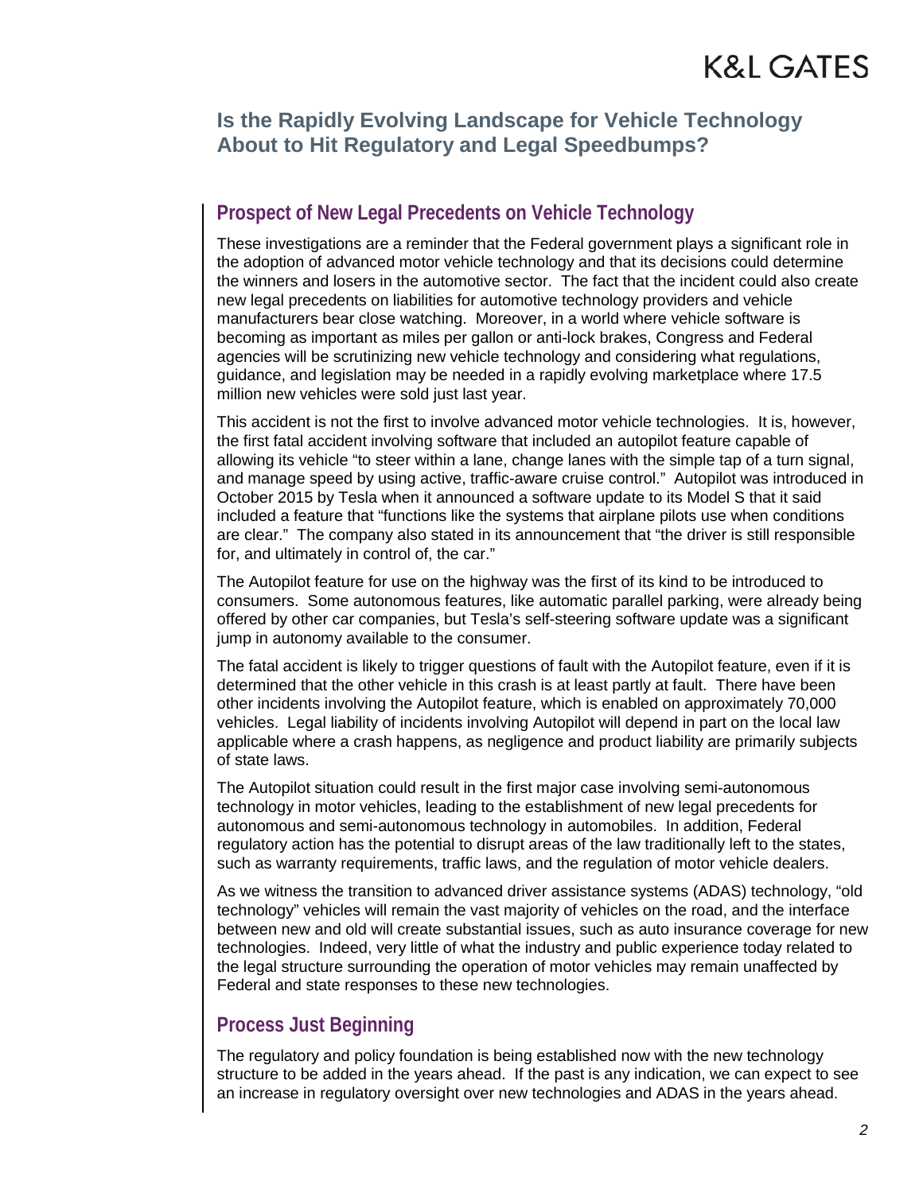## Is the Rapidly Evolving Landscape for Vehicle Technology About to Hit Regulatory and Legal Speedbumps?

### Prospect of New Legal Precedents on Vehicle Technology

These investigations are a reminder that the Federal government plays a significant role in the adoption of advanced motor vehicle technology and that its decisions could determine the winners and losers in the automotive sector. The fact that the incident could also create new legal precedents on liabilities for automotive technology providers and vehicle manufacturers bear close watching. Moreover, in a world where vehicle software is becoming as important as miles per gallon or anti-lock brakes, Congress and Federal agencies will be scrutinizing new vehicle technology and considering what regulations, guidance, and legislation may be needed in a rapidly evolving marketplace where 17.5 million new vehicles were sold just last year.

This accident is not the first to involve advanced motor vehicle technologies. It is, however, the first fatal accident involving software that included an autopilot feature capable of allowing its vehicle "to steer within a lane, change lanes with the simple tap of a turn signal, and manage speed by using active, traffic-aware cruise control." Autopilot was introduced in October 2015 by Tesla when it announced a software update to its Model S that it said included a feature that "functions like the systems that airplane pilots use when conditions are clear." The company also stated in its announcement that "the driver is still responsible for, and ultimately in control of, the car."

The Autopilot feature for use on the highway was the first of its kind to be introduced to consumers. Some autonomous features, like automatic parallel parking, were already being offered by other car companies, but Tesla's self-steering software update was a significant jump in autonomy available to the consumer.

The fatal accident is likely to trigger questions of fault with the Autopilot feature, even if it is determined that the other vehicle in this crash is at least partly at fault. There have been other incidents involving the Autopilot feature, which is enabled on approximately 70,000 vehicles. Legal liability of incidents involving Autopilot will depend in part on the local law applicable where a crash happens, as negligence and product liability are primarily subjects of state laws.

The Autopilot situation could result in the first major case involving semi-autonomous technology in motor vehicles, leading to the establishment of new legal precedents for autonomous and semi-autonomous technology in automobiles. In addition, Federal regulatory action has the potential to disrupt areas of the law traditionally left to the states, such as warranty requirements, traffic laws, and the regulation of motor vehicle dealers.

As we witness the transition to advanced driver assistance systems (ADAS) technology, "old technology" vehicles will remain the vast majority of vehicles on the road, and the interface between new and old will create substantial issues, such as auto insurance coverage for new technologies. Indeed, very little of what the industry and public experience today related to the legal structure surrounding the operation of motor vehicles may remain unaffected by Federal and state responses to these new technologies.

### Process Just Beginning

The regulatory and policy foundation is being established now with the new technology structure to be added in the years ahead. If the past is any indication, we can expect to see an increase in regulatory oversight over new technologies and ADAS in the years ahead.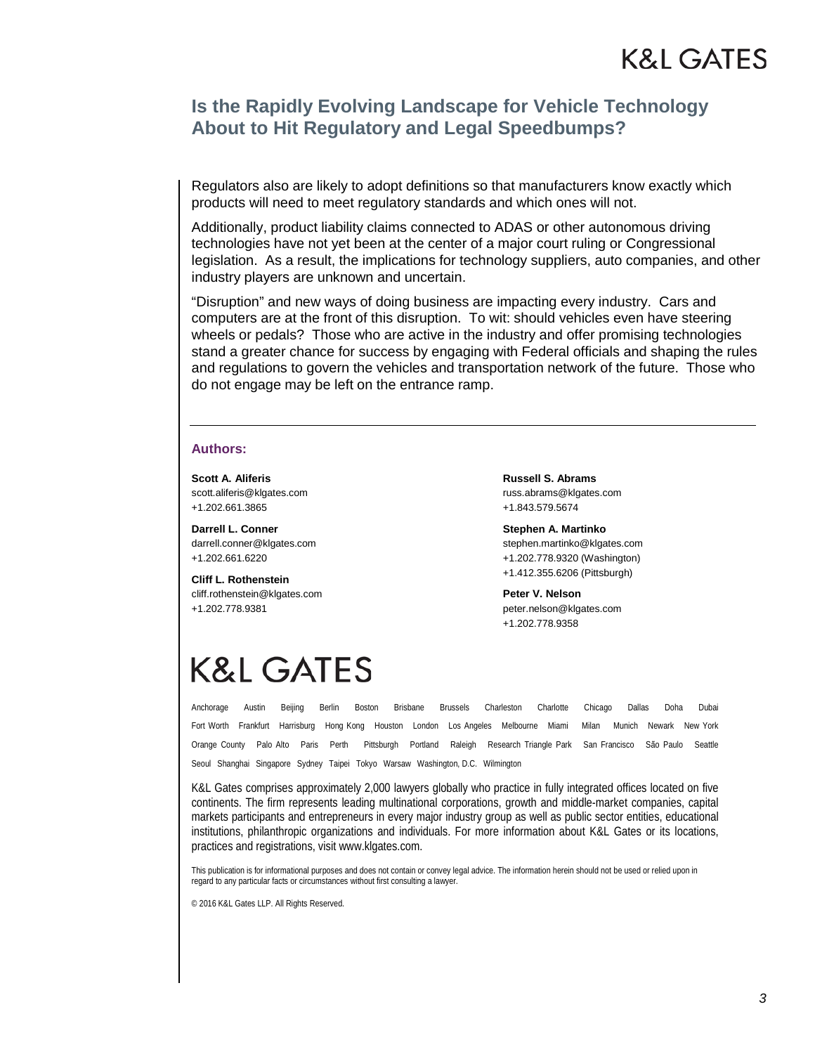Regulators also are likely to adopt definitions so that manufacturers know exactly which products will need to meet regulatory standards and which ones will not.

Additionally, product liability claims connected to ADAS or other autonomous driving technologies have not yet been at the center of a major court ruling or Congressional legislation. As a result, the implications for technology suppliers, auto companies, and other industry players are unknown and uncertain.

"Disruption" and new ways of doing business are impacting every industry. Cars and computers are at the front of this disruption. To wit: should vehicles even have steering wheels or pedals? Those who are active in the industry and offer promising technologies stand a greater chance for success by engaging with Federal officials and shaping the rules and regulations to govern the vehicles and transportation network of the future. Those who do not engage may be left on the entrance ramp.

---

### Authors:

**Scott A. Aliferis**
scott.aliferis@klgates.com
+1.202.661.3865

**Darrell L. Conner**
darrell.conner@klgates.com
+1.202.661.6220

**Cliff L. Rothenstein**
cliff.rothenstein@klgates.com
+1.202.778.9381

**Russell S. Abrams**
russ.abrams@klgates.com
+1.843.579.5674

**Stephen A. Martinko**
stephen.martinko@klgates.com
+1.202.778.9320 (Washington)
+1.412.355.6206 (Pittsburgh)

**Peter V. Nelson**
peter.nelson@klgates.com
+1.202.778.9358

K&L GATES

Anchorage Austin Beijing Berlin Boston Brisbane Brussels Charleston Charlotte Chicago Dallas Doha Dubai Fort Worth Frankfurt Harrisburg Hong Kong Houston London Los Angeles Melbourne Miami Milan Munich Newark New York Orange County Palo Alto Paris Perth Pittsburgh Portland Raleigh Research Triangle Park San Francisco São Paulo Seattle Seoul Shanghai Singapore Sydney Taipei Tokyo Warsaw Washington, D.C. Wilmington

K&L Gates comprises approximately 2,000 lawyers globally who practice in fully integrated offices located on five continents. The firm represents leading multinational corporations, growth and middle-market companies, capital markets participants and entrepreneurs in every major industry group as well as public sector entities, educational institutions, philanthropic organizations and individuals. For more information about K&L Gates or its locations, practices and registrations, visit www.klgates.com.

This publication is for informational purposes and does not contain or convey legal advice. The information herein should not be used or relied upon in regard to any particular facts or circumstances without first consulting a lawyer.

© 2016 K&L Gates LLP. All Rights Reserved.